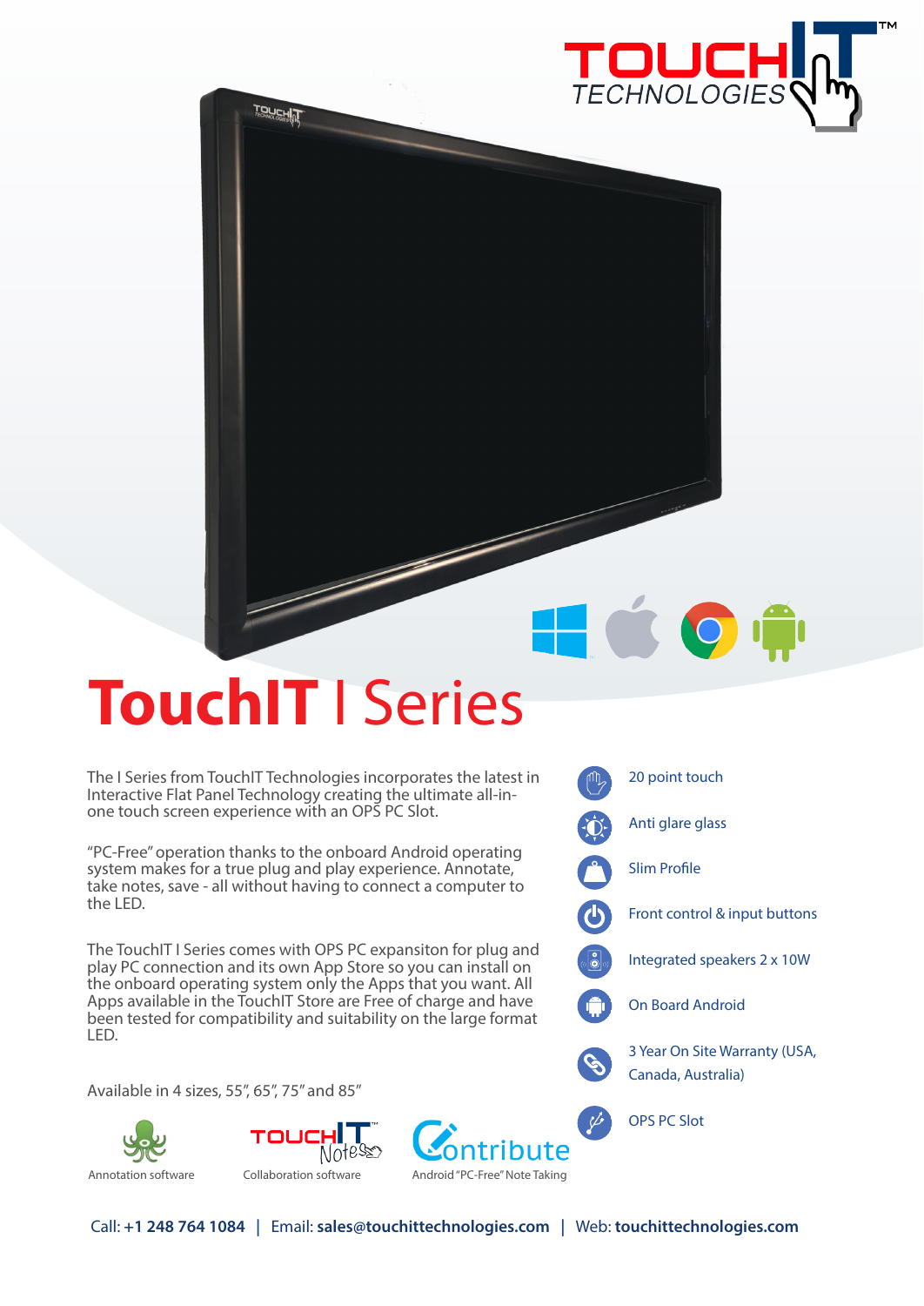# TouchIT I Series

The I Series from TouchIT Technologies incorporates the latest in Interactive Flat Panel Technology creating the ultimate all-in-one touch screen experience with an OPS PC Slot.

"PC-Free" operation thanks to the onboard Android operating system makes for a true plug and play experience. Annotate, take notes, save - all without having to connect a computer to the LED.

The TouchIT I Series comes with OPS PC expansiton for plug and play PC connection and its own App Store so you can install on the onboard operating system only the Apps that you want. All Apps available in the TouchIT Store are Free of charge and have been tested for compatibility and suitability on the large format LED.

Available in 4 sizes, 55", 65", 75" and 85"

- 20 point touch
- Anti glare glass
- Slim Profile
- Front control & input buttons
- Integrated speakers 2 x 10W
- On Board Android
- 3 Year On Site Warranty (USA, Canada, Australia)
- OPS PC Slot

Annotation software

Collaboration software

Android "PC-Free" Note Taking

Call: **+1 248 764 1084** | Email: **sales@touchittechnologies.com** | Web: **touchittechnologies.com**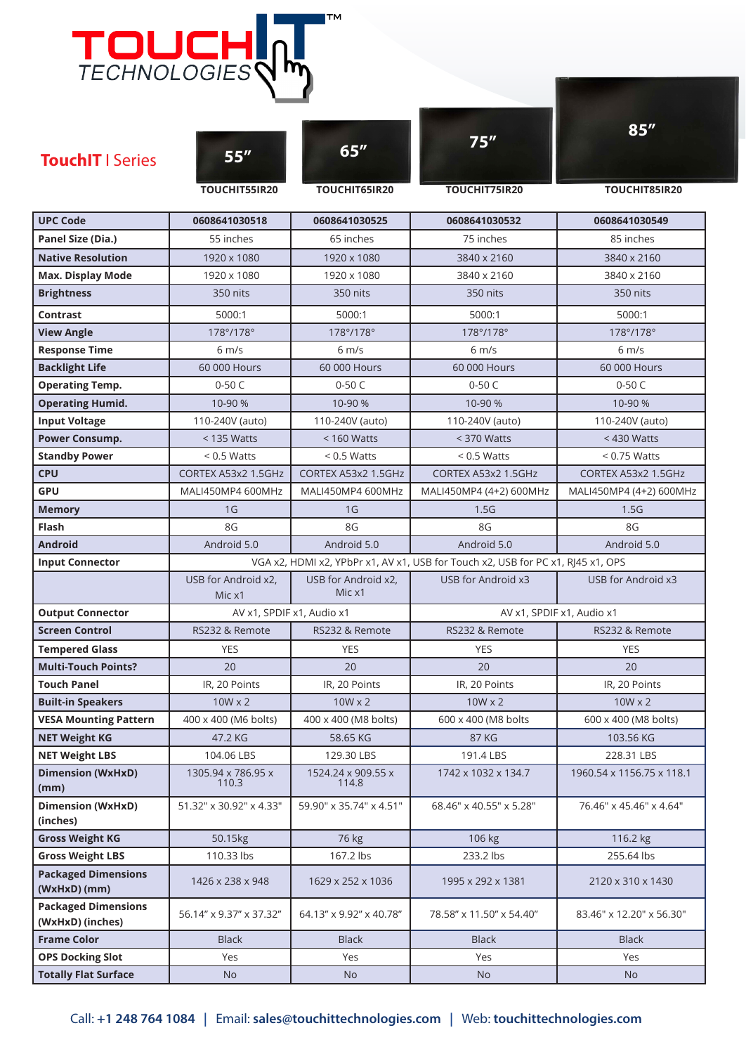**TouchIT** | Series

| | 55" TOUCHIT55IR20 | 65" TOUCHIT65IR20 | 75" TOUCHIT75IR20 | 85" TOUCHIT85IR20 |
|---|---|---|---|---|
| **UPC Code** | **0608641030518** | **0608641030525** | **0608641030532** | **0608641030549** |
| **Panel Size (Dia.)** | 55 inches | 65 inches | 75 inches | 85 inches |
| **Native Resolution** | 1920 x 1080 | 1920 x 1080 | 3840 x 2160 | 3840 x 2160 |
| **Max. Display Mode** | 1920 x 1080 | 1920 x 1080 | 3840 x 2160 | 3840 x 2160 |
| **Brightness** | 350 nits | 350 nits | 350 nits | 350 nits |
| **Contrast** | 5000:1 | 5000:1 | 5000:1 | 5000:1 |
| **View Angle** | 178°/178° | 178°/178° | 178°/178° | 178°/178° |
| **Response Time** | 6 m/s | 6 m/s | 6 m/s | 6 m/s |
| **Backlight Life** | 60 000 Hours | 60 000 Hours | 60 000 Hours | 60 000 Hours |
| **Operating Temp.** | 0-50 C | 0-50 C | 0-50 C | 0-50 C |
| **Operating Humid.** | 10-90 % | 10-90 % | 10-90 % | 10-90 % |
| **Input Voltage** | 110-240V (auto) | 110-240V (auto) | 110-240V (auto) | 110-240V (auto) |
| **Power Consump.** | < 135 Watts | < 160 Watts | < 370 Watts | < 430 Watts |
| **Standby Power** | < 0.5 Watts | < 0.5 Watts | < 0.5 Watts | < 0.75 Watts |
| **CPU** | CORTEX A53x2 1.5GHz | CORTEX A53x2 1.5GHz | CORTEX A53x2 1.5GHz | CORTEX A53x2 1.5GHz |
| **GPU** | MALI450MP4 600MHz | MALI450MP4 600MHz | MALI450MP4 (4+2) 600MHz | MALI450MP4 (4+2) 600MHz |
| **Memory** | 1G | 1G | 1.5G | 1.5G |
| **Flash** | 8G | 8G | 8G | 8G |
| **Android** | Android 5.0 | Android 5.0 | Android 5.0 | Android 5.0 |
| **Input Connector** | VGA x2, HDMI x2, YPbPr x1, AV x1, USB for Touch x2, USB for PC x1, RJ45 x1, OPS | | | |
| | USB for Android x2, Mic x1 | USB for Android x2, Mic x1 | USB for Android x3 | USB for Android x3 |
| **Output Connector** | AV x1, SPDIF x1, Audio x1 | | AV x1, SPDIF x1, Audio x1 | |
| **Screen Control** | RS232 & Remote | RS232 & Remote | RS232 & Remote | RS232 & Remote |
| **Tempered Glass** | YES | YES | YES | YES |
| **Multi-Touch Points?** | 20 | 20 | 20 | 20 |
| **Touch Panel** | IR, 20 Points | IR, 20 Points | IR, 20 Points | IR, 20 Points |
| **Built-in Speakers** | 10W x 2 | 10W x 2 | 10W x 2 | 10W x 2 |
| **VESA Mounting Pattern** | 400 x 400 (M6 bolts) | 400 x 400 (M8 bolts) | 600 x 400 (M8 bolts | 600 x 400 (M8 bolts) |
| **NET Weight KG** | 47.2 KG | 58.65 KG | 87 KG | 103.56 KG |
| **NET Weight LBS** | 104.06 LBS | 129.30 LBS | 191.4 LBS | 228.31 LBS |
| **Dimension (WxHxD) (mm)** | 1305.94 x 786.95 x 110.3 | 1524.24 x 909.55 x 114.8 | 1742 x 1032 x 134.7 | 1960.54 x 1156.75 x 118.1 |
| **Dimension (WxHxD) (inches)** | 51.32" x 30.92" x 4.33" | 59.90" x 35.74" x 4.51" | 68.46" x 40.55" x 5.28" | 76.46" x 45.46" x 4.64" |
| **Gross Weight KG** | 50.15kg | 76 kg | 106 kg | 116.2 kg |
| **Gross Weight LBS** | 110.33 lbs | 167.2 lbs | 233.2 lbs | 255.64 lbs |
| **Packaged Dimensions (WxHxD) (mm)** | 1426 x 238 x 948 | 1629 x 252 x 1036 | 1995 x 292 x 1381 | 2120 x 310 x 1430 |
| **Packaged Dimensions (WxHxD) (inches)** | 56.14" x 9.37" x 37.32" | 64.13" x 9.92" x 40.78" | 78.58" x 11.50" x 54.40" | 83.46" x 12.20" x 56.30" |
| **Frame Color** | Black | Black | Black | Black |
| **OPS Docking Slot** | Yes | Yes | Yes | Yes |
| **Totally Flat Surface** | No | No | No | No |

Call: **+1 248 764 1084** | Email: **sales@touchittechnologies.com** | Web: **touchittechnologies.com**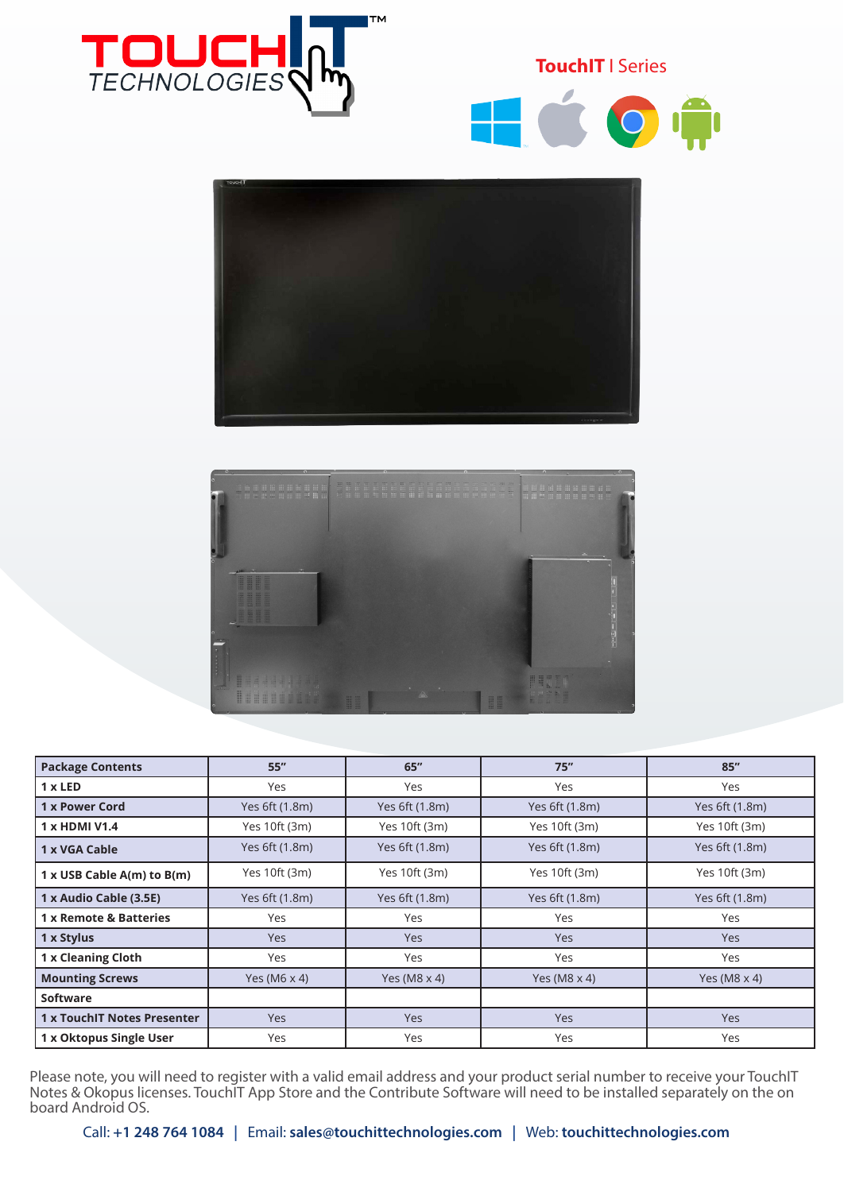TouchIT | Series

| Package Contents | 55″ | 65″ | 75″ | 85″ |
|---|---|---|---|---|
| 1 x LED | Yes | Yes | Yes | Yes |
| 1 x Power Cord | Yes 6ft (1.8m) | Yes 6ft (1.8m) | Yes 6ft (1.8m) | Yes 6ft (1.8m) |
| 1 x HDMI V1.4 | Yes 10ft (3m) | Yes 10ft (3m) | Yes 10ft (3m) | Yes 10ft (3m) |
| 1 x VGA Cable | Yes 6ft (1.8m) | Yes 6ft (1.8m) | Yes 6ft (1.8m) | Yes 6ft (1.8m) |
| 1 x USB Cable A(m) to B(m) | Yes 10ft (3m) | Yes 10ft (3m) | Yes 10ft (3m) | Yes 10ft (3m) |
| 1 x Audio Cable (3.5E) | Yes 6ft (1.8m) | Yes 6ft (1.8m) | Yes 6ft (1.8m) | Yes 6ft (1.8m) |
| 1 x Remote & Batteries | Yes | Yes | Yes | Yes |
| 1 x Stylus | Yes | Yes | Yes | Yes |
| 1 x Cleaning Cloth | Yes | Yes | Yes | Yes |
| Mounting Screws | Yes (M6 x 4) | Yes (M8 x 4) | Yes (M8 x 4) | Yes (M8 x 4) |
| Software | | | | |
| 1 x TouchIT Notes Presenter | Yes | Yes | Yes | Yes |
| 1 x Oktopus Single User | Yes | Yes | Yes | Yes |

Please note, you will need to register with a valid email address and your product serial number to receive your TouchIT Notes & Okopus licenses. TouchIT App Store and the Contribute Software will need to be installed separately on the on board Android OS.

Call: **+1 248 764 1084** | Email: **sales@touchittechnologies.com** | Web: **touchittechnologies.com**